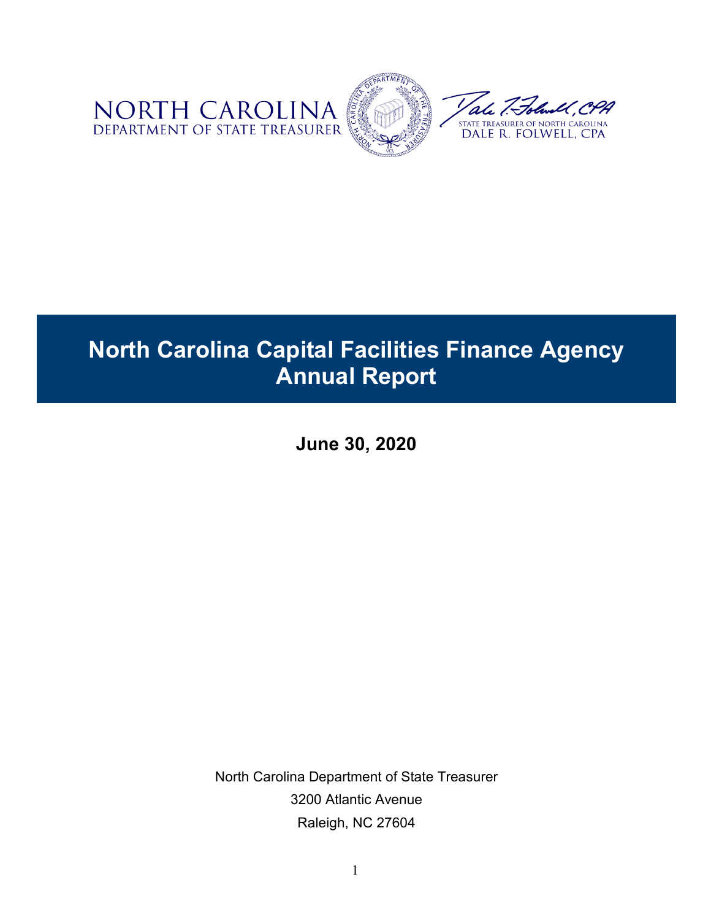NORTH CAROLINA
DEPARTMENT OF STATE TREASURER

STATE TREASURER OF NORTH CAROLINA
DALE R. FOLWELL, CPA

# North Carolina Capital Facilities Finance Agency Annual Report

**June 30, 2020**

North Carolina Department of State Treasurer
3200 Atlantic Avenue
Raleigh, NC 27604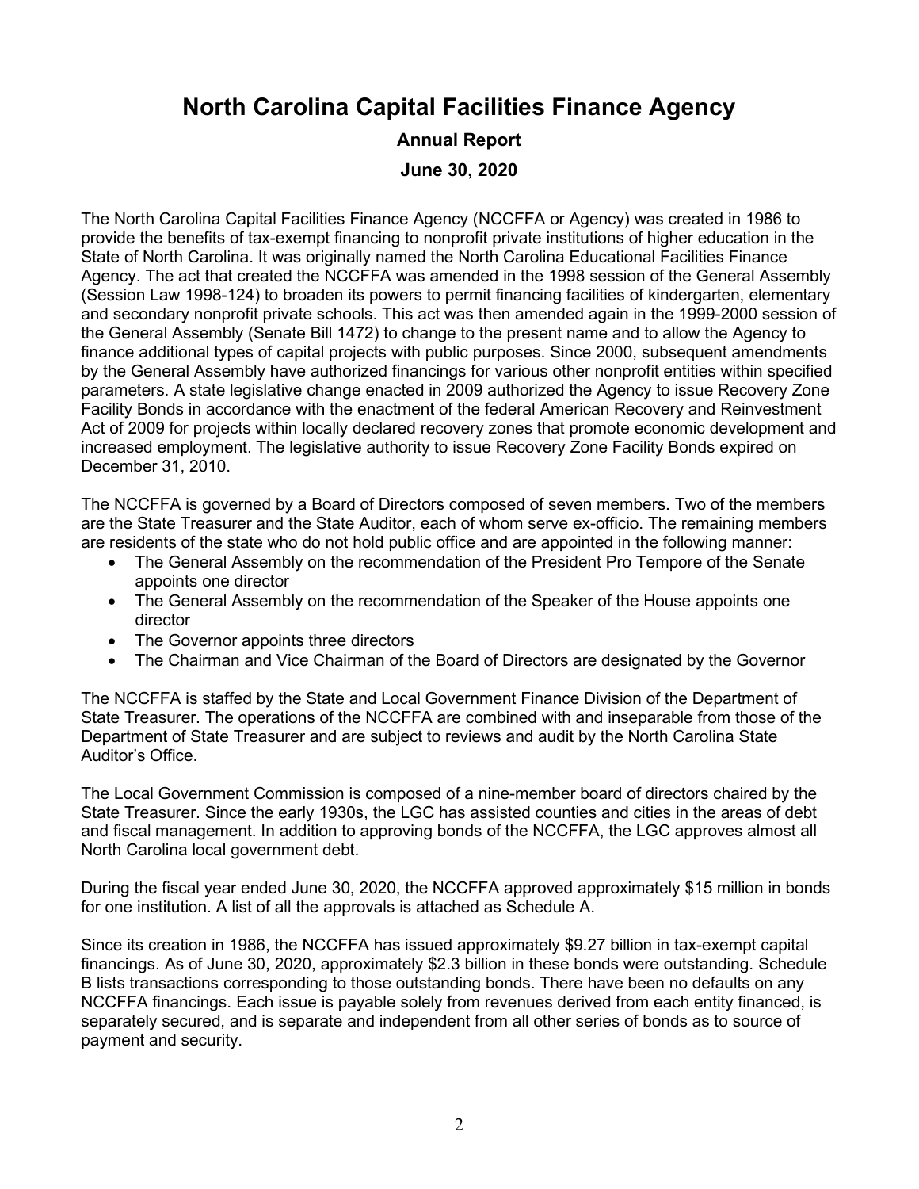# North Carolina Capital Facilities Finance Agency

**Annual Report**

**June 30, 2020**

The North Carolina Capital Facilities Finance Agency (NCCFFA or Agency) was created in 1986 to provide the benefits of tax-exempt financing to nonprofit private institutions of higher education in the State of North Carolina. It was originally named the North Carolina Educational Facilities Finance Agency. The act that created the NCCFFA was amended in the 1998 session of the General Assembly (Session Law 1998-124) to broaden its powers to permit financing facilities of kindergarten, elementary and secondary nonprofit private schools. This act was then amended again in the 1999-2000 session of the General Assembly (Senate Bill 1472) to change to the present name and to allow the Agency to finance additional types of capital projects with public purposes. Since 2000, subsequent amendments by the General Assembly have authorized financings for various other nonprofit entities within specified parameters. A state legislative change enacted in 2009 authorized the Agency to issue Recovery Zone Facility Bonds in accordance with the enactment of the federal American Recovery and Reinvestment Act of 2009 for projects within locally declared recovery zones that promote economic development and increased employment. The legislative authority to issue Recovery Zone Facility Bonds expired on December 31, 2010.

The NCCFFA is governed by a Board of Directors composed of seven members. Two of the members are the State Treasurer and the State Auditor, each of whom serve ex-officio. The remaining members are residents of the state who do not hold public office and are appointed in the following manner:

- The General Assembly on the recommendation of the President Pro Tempore of the Senate appoints one director
- The General Assembly on the recommendation of the Speaker of the House appoints one director
- The Governor appoints three directors
- The Chairman and Vice Chairman of the Board of Directors are designated by the Governor

The NCCFFA is staffed by the State and Local Government Finance Division of the Department of State Treasurer. The operations of the NCCFFA are combined with and inseparable from those of the Department of State Treasurer and are subject to reviews and audit by the North Carolina State Auditor's Office.

The Local Government Commission is composed of a nine-member board of directors chaired by the State Treasurer. Since the early 1930s, the LGC has assisted counties and cities in the areas of debt and fiscal management. In addition to approving bonds of the NCCFFA, the LGC approves almost all North Carolina local government debt.

During the fiscal year ended June 30, 2020, the NCCFFA approved approximately $15 million in bonds for one institution. A list of all the approvals is attached as Schedule A.

Since its creation in 1986, the NCCFFA has issued approximately $9.27 billion in tax-exempt capital financings. As of June 30, 2020, approximately $2.3 billion in these bonds were outstanding. Schedule B lists transactions corresponding to those outstanding bonds. There have been no defaults on any NCCFFA financings. Each issue is payable solely from revenues derived from each entity financed, is separately secured, and is separate and independent from all other series of bonds as to source of payment and security.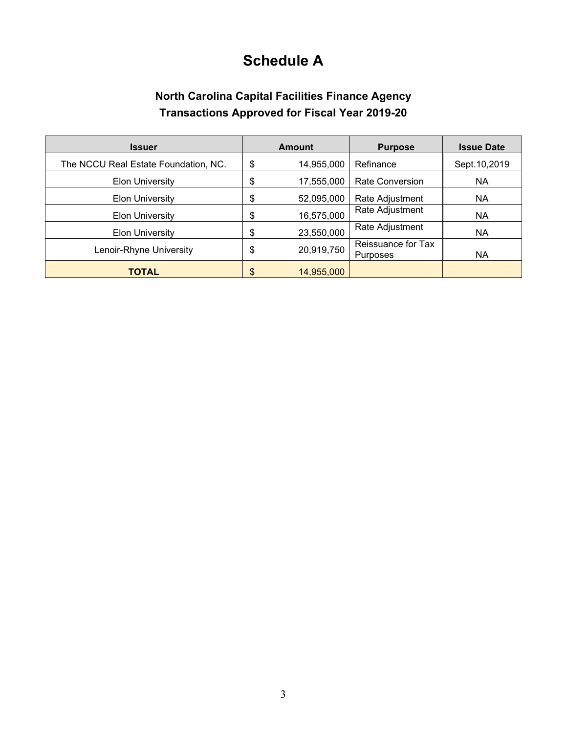# Schedule A

## North Carolina Capital Facilities Finance Agency
## Transactions Approved for Fiscal Year 2019-20

| Issuer | Amount | Purpose | Issue Date |
|---|---|---|---|
| The NCCU Real Estate Foundation, NC. | $ 14,955,000 | Refinance | Sept.10,2019 |
| Elon University | $ 17,555,000 | Rate Conversion | NA |
| Elon University | $ 52,095,000 | Rate Adjustment | NA |
| Elon University | $ 16,575,000 | Rate Adjustment | NA |
| Elon University | $ 23,550,000 | Rate Adjustment | NA |
| Lenoir-Rhyne University | $ 20,919,750 | Reissuance for Tax Purposes | NA |
| **TOTAL** | $ 14,955,000 | | |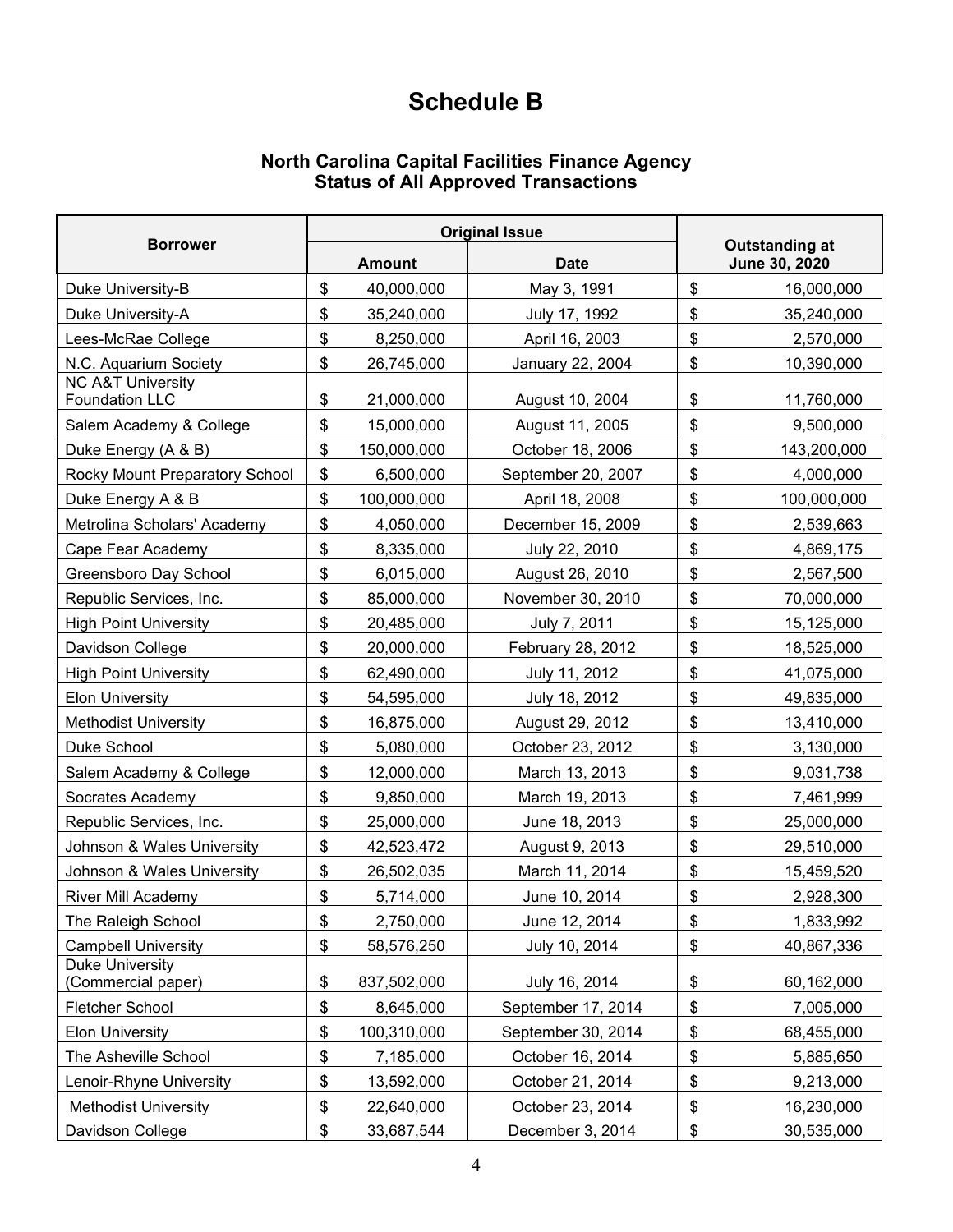# Schedule B

### North Carolina Capital Facilities Finance Agency
### Status of All Approved Transactions

| Borrower | Original Issue | | Outstanding at June 30, 2020 |
|---|---|---|---|
| | Amount | Date | |
| Duke University-B | $ 40,000,000 | May 3, 1991 | $ 16,000,000 |
| Duke University-A | $ 35,240,000 | July 17, 1992 | $ 35,240,000 |
| Lees-McRae College | $ 8,250,000 | April 16, 2003 | $ 2,570,000 |
| N.C. Aquarium Society | $ 26,745,000 | January 22, 2004 | $ 10,390,000 |
| NC A&T University Foundation LLC | $ 21,000,000 | August 10, 2004 | $ 11,760,000 |
| Salem Academy & College | $ 15,000,000 | August 11, 2005 | $ 9,500,000 |
| Duke Energy (A & B) | $ 150,000,000 | October 18, 2006 | $ 143,200,000 |
| Rocky Mount Preparatory School | $ 6,500,000 | September 20, 2007 | $ 4,000,000 |
| Duke Energy A & B | $ 100,000,000 | April 18, 2008 | $ 100,000,000 |
| Metrolina Scholars' Academy | $ 4,050,000 | December 15, 2009 | $ 2,539,663 |
| Cape Fear Academy | $ 8,335,000 | July 22, 2010 | $ 4,869,175 |
| Greensboro Day School | $ 6,015,000 | August 26, 2010 | $ 2,567,500 |
| Republic Services, Inc. | $ 85,000,000 | November 30, 2010 | $ 70,000,000 |
| High Point University | $ 20,485,000 | July 7, 2011 | $ 15,125,000 |
| Davidson College | $ 20,000,000 | February 28, 2012 | $ 18,525,000 |
| High Point University | $ 62,490,000 | July 11, 2012 | $ 41,075,000 |
| Elon University | $ 54,595,000 | July 18, 2012 | $ 49,835,000 |
| Methodist University | $ 16,875,000 | August 29, 2012 | $ 13,410,000 |
| Duke School | $ 5,080,000 | October 23, 2012 | $ 3,130,000 |
| Salem Academy & College | $ 12,000,000 | March 13, 2013 | $ 9,031,738 |
| Socrates Academy | $ 9,850,000 | March 19, 2013 | $ 7,461,999 |
| Republic Services, Inc. | $ 25,000,000 | June 18, 2013 | $ 25,000,000 |
| Johnson & Wales University | $ 42,523,472 | August 9, 2013 | $ 29,510,000 |
| Johnson & Wales University | $ 26,502,035 | March 11, 2014 | $ 15,459,520 |
| River Mill Academy | $ 5,714,000 | June 10, 2014 | $ 2,928,300 |
| The Raleigh School | $ 2,750,000 | June 12, 2014 | $ 1,833,992 |
| Campbell University | $ 58,576,250 | July 10, 2014 | $ 40,867,336 |
| Duke University (Commercial paper) | $ 837,502,000 | July 16, 2014 | $ 60,162,000 |
| Fletcher School | $ 8,645,000 | September 17, 2014 | $ 7,005,000 |
| Elon University | $ 100,310,000 | September 30, 2014 | $ 68,455,000 |
| The Asheville School | $ 7,185,000 | October 16, 2014 | $ 5,885,650 |
| Lenoir-Rhyne University | $ 13,592,000 | October 21, 2014 | $ 9,213,000 |
| Methodist University | $ 22,640,000 | October 23, 2014 | $ 16,230,000 |
| Davidson College | $ 33,687,544 | December 3, 2014 | $ 30,535,000 |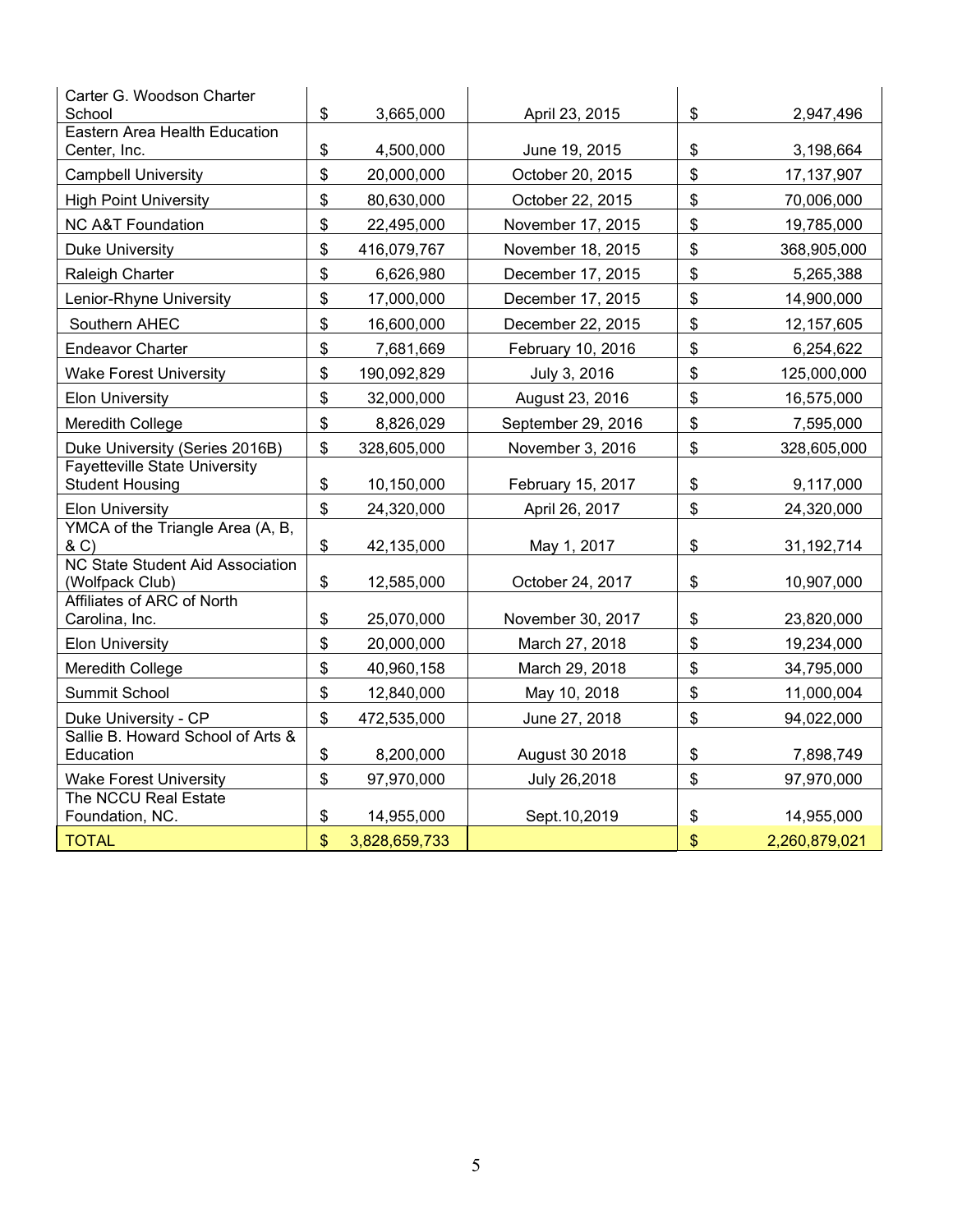| | | | |
|---|---|---|---|
| Carter G. Woodson Charter School | $ 3,665,000 | April 23, 2015 | $ 2,947,496 |
| Eastern Area Health Education Center, Inc. | $ 4,500,000 | June 19, 2015 | $ 3,198,664 |
| Campbell University | $ 20,000,000 | October 20, 2015 | $ 17,137,907 |
| High Point University | $ 80,630,000 | October 22, 2015 | $ 70,006,000 |
| NC A&T Foundation | $ 22,495,000 | November 17, 2015 | $ 19,785,000 |
| Duke University | $ 416,079,767 | November 18, 2015 | $ 368,905,000 |
| Raleigh Charter | $ 6,626,980 | December 17, 2015 | $ 5,265,388 |
| Lenior-Rhyne University | $ 17,000,000 | December 17, 2015 | $ 14,900,000 |
| Southern AHEC | $ 16,600,000 | December 22, 2015 | $ 12,157,605 |
| Endeavor Charter | $ 7,681,669 | February 10, 2016 | $ 6,254,622 |
| Wake Forest University | $ 190,092,829 | July 3, 2016 | $ 125,000,000 |
| Elon University | $ 32,000,000 | August 23, 2016 | $ 16,575,000 |
| Meredith College | $ 8,826,029 | September 29, 2016 | $ 7,595,000 |
| Duke University (Series 2016B) | $ 328,605,000 | November 3, 2016 | $ 328,605,000 |
| Fayetteville State University Student Housing | $ 10,150,000 | February 15, 2017 | $ 9,117,000 |
| Elon University | $ 24,320,000 | April 26, 2017 | $ 24,320,000 |
| YMCA of the Triangle Area (A, B, & C) | $ 42,135,000 | May 1, 2017 | $ 31,192,714 |
| NC State Student Aid Association (Wolfpack Club) | $ 12,585,000 | October 24, 2017 | $ 10,907,000 |
| Affiliates of ARC of North Carolina, Inc. | $ 25,070,000 | November 30, 2017 | $ 23,820,000 |
| Elon University | $ 20,000,000 | March 27, 2018 | $ 19,234,000 |
| Meredith College | $ 40,960,158 | March 29, 2018 | $ 34,795,000 |
| Summit School | $ 12,840,000 | May 10, 2018 | $ 11,000,004 |
| Duke University - CP | $ 472,535,000 | June 27, 2018 | $ 94,022,000 |
| Sallie B. Howard School of Arts & Education | $ 8,200,000 | August 30 2018 | $ 7,898,749 |
| Wake Forest University | $ 97,970,000 | July 26,2018 | $ 97,970,000 |
| The NCCU Real Estate Foundation, NC. | $ 14,955,000 | Sept.10,2019 | $ 14,955,000 |
| TOTAL | $ 3,828,659,733 | | $ 2,260,879,021 |